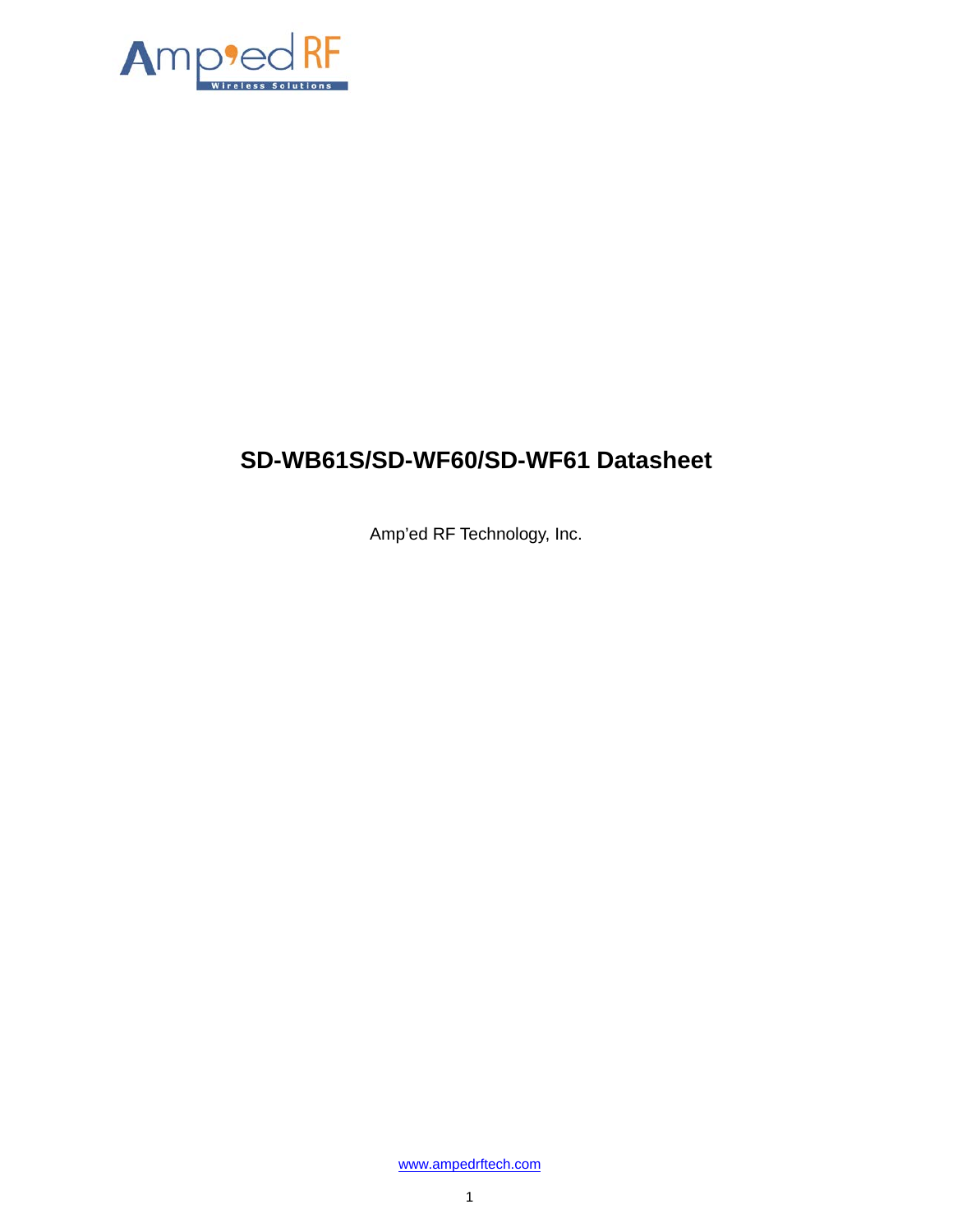# SD-WB61S/SD-WF60/SD-WF61 Datasheet

Amp'ed RF Technology, Inc.

www.ampedrftech.com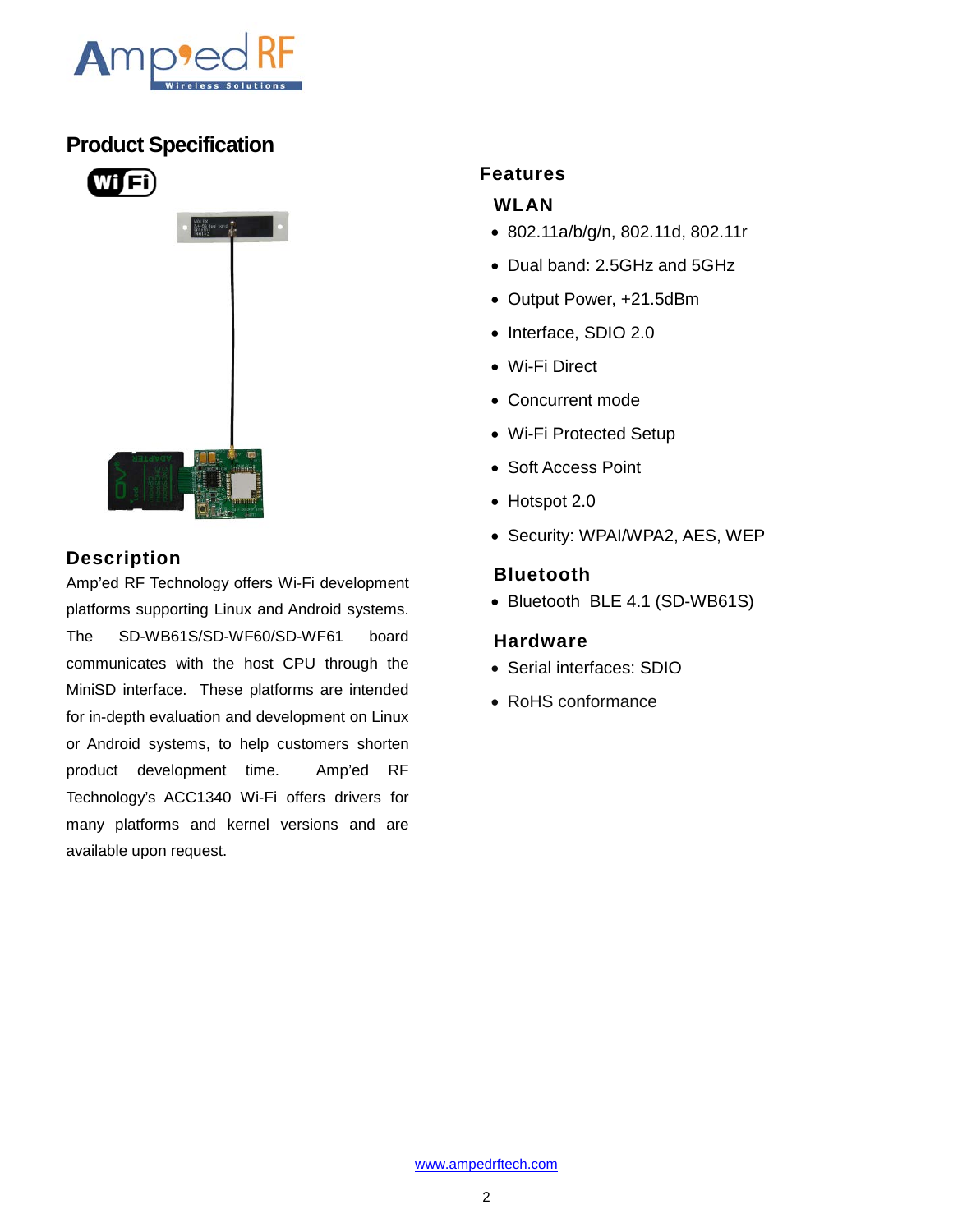## Product Specification

### Description

Amp'ed RF Technology offers Wi-Fi development platforms supporting Linux and Android systems. The SD-WB61S/SD-WF60/SD-WF61 board communicates with the host CPU through the MiniSD interface. These platforms are intended for in-depth evaluation and development on Linux or Android systems, to help customers shorten product development time. Amp'ed RF Technology's ACC1340 Wi-Fi offers drivers for many platforms and kernel versions and are available upon request.

### Features

#### WLAN

- 802.11a/b/g/n, 802.11d, 802.11r
- Dual band: 2.5GHz and 5GHz
- Output Power, +21.5dBm
- Interface, SDIO 2.0
- Wi-Fi Direct
- Concurrent mode
- Wi-Fi Protected Setup
- Soft Access Point
- Hotspot 2.0
- Security: WPAI/WPA2, AES, WEP

#### Bluetooth

- Bluetooth BLE 4.1 (SD-WB61S)

#### Hardware

- Serial interfaces: SDIO
- RoHS conformance

www.ampedrftech.com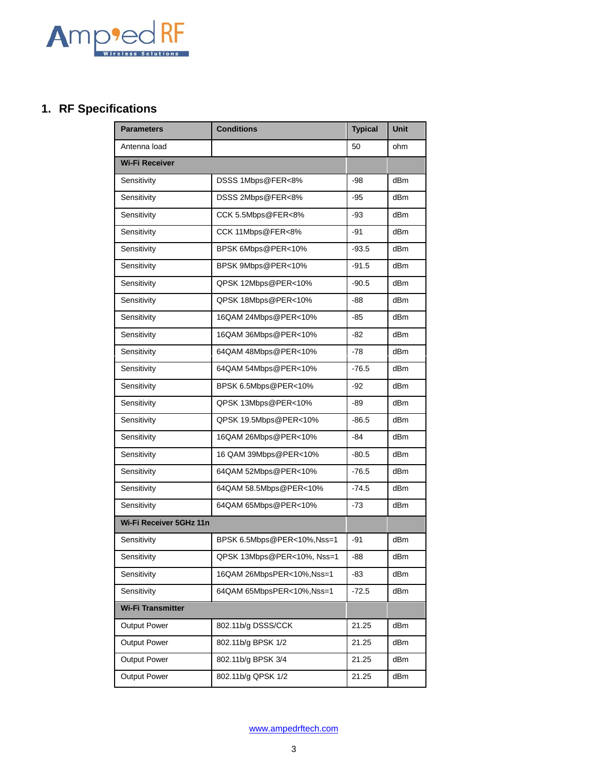## 1. RF Specifications

| Parameters | Conditions | Typical | Unit |
|---|---|---|---|
| Antenna load | | 50 | ohm |
| **Wi-Fi Receiver** | | | |
| Sensitivity | DSSS 1Mbps@FER<8% | -98 | dBm |
| Sensitivity | DSSS 2Mbps@FER<8% | -95 | dBm |
| Sensitivity | CCK 5.5Mbps@FER<8% | -93 | dBm |
| Sensitivity | CCK 11Mbps@FER<8% | -91 | dBm |
| Sensitivity | BPSK 6Mbps@PER<10% | -93.5 | dBm |
| Sensitivity | BPSK 9Mbps@PER<10% | -91.5 | dBm |
| Sensitivity | QPSK 12Mbps@PER<10% | -90.5 | dBm |
| Sensitivity | QPSK 18Mbps@PER<10% | -88 | dBm |
| Sensitivity | 16QAM 24Mbps@PER<10% | -85 | dBm |
| Sensitivity | 16QAM 36Mbps@PER<10% | -82 | dBm |
| Sensitivity | 64QAM 48Mbps@PER<10% | -78 | dBm |
| Sensitivity | 64QAM 54Mbps@PER<10% | -76.5 | dBm |
| Sensitivity | BPSK 6.5Mbps@PER<10% | -92 | dBm |
| Sensitivity | QPSK 13Mbps@PER<10% | -89 | dBm |
| Sensitivity | QPSK 19.5Mbps@PER<10% | -86.5 | dBm |
| Sensitivity | 16QAM 26Mbps@PER<10% | -84 | dBm |
| Sensitivity | 16 QAM 39Mbps@PER<10% | -80.5 | dBm |
| Sensitivity | 64QAM 52Mbps@PER<10% | -76.5 | dBm |
| Sensitivity | 64QAM 58.5Mbps@PER<10% | -74.5 | dBm |
| Sensitivity | 64QAM 65Mbps@PER<10% | -73 | dBm |
| **Wi-Fi Receiver 5GHz 11n** | | | |
| Sensitivity | BPSK 6.5Mbps@PER<10%,Nss=1 | -91 | dBm |
| Sensitivity | QPSK 13Mbps@PER<10%, Nss=1 | -88 | dBm |
| Sensitivity | 16QAM 26MbpsPER<10%,Nss=1 | -83 | dBm |
| Sensitivity | 64QAM 65MbpsPER<10%,Nss=1 | -72.5 | dBm |
| **Wi-Fi Transmitter** | | | |
| Output Power | 802.11b/g DSSS/CCK | 21.25 | dBm |
| Output Power | 802.11b/g BPSK 1/2 | 21.25 | dBm |
| Output Power | 802.11b/g BPSK 3/4 | 21.25 | dBm |
| Output Power | 802.11b/g QPSK 1/2 | 21.25 | dBm |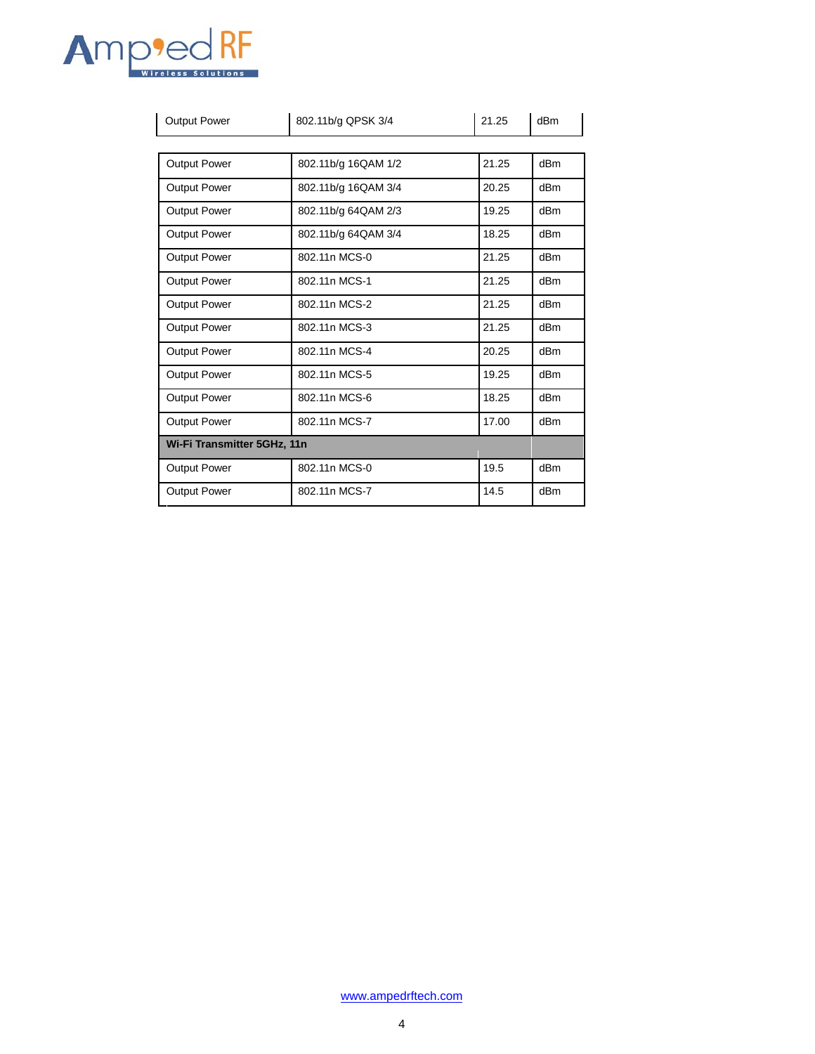| Output Power | 802.11b/g QPSK 3/4 | 21.25 | dBm |
|---|---|---|---|
| Output Power | 802.11b/g 16QAM 1/2 | 21.25 | dBm |
| Output Power | 802.11b/g 16QAM 3/4 | 20.25 | dBm |
| Output Power | 802.11b/g 64QAM 2/3 | 19.25 | dBm |
| Output Power | 802.11b/g 64QAM 3/4 | 18.25 | dBm |
| Output Power | 802.11n MCS-0 | 21.25 | dBm |
| Output Power | 802.11n MCS-1 | 21.25 | dBm |
| Output Power | 802.11n MCS-2 | 21.25 | dBm |
| Output Power | 802.11n MCS-3 | 21.25 | dBm |
| Output Power | 802.11n MCS-4 | 20.25 | dBm |
| Output Power | 802.11n MCS-5 | 19.25 | dBm |
| Output Power | 802.11n MCS-6 | 18.25 | dBm |
| Output Power | 802.11n MCS-7 | 17.00 | dBm |
| **Wi-Fi Transmitter 5GHz, 11n** | | | |
| Output Power | 802.11n MCS-0 | 19.5 | dBm |
| Output Power | 802.11n MCS-7 | 14.5 | dBm |

www.ampedrftech.com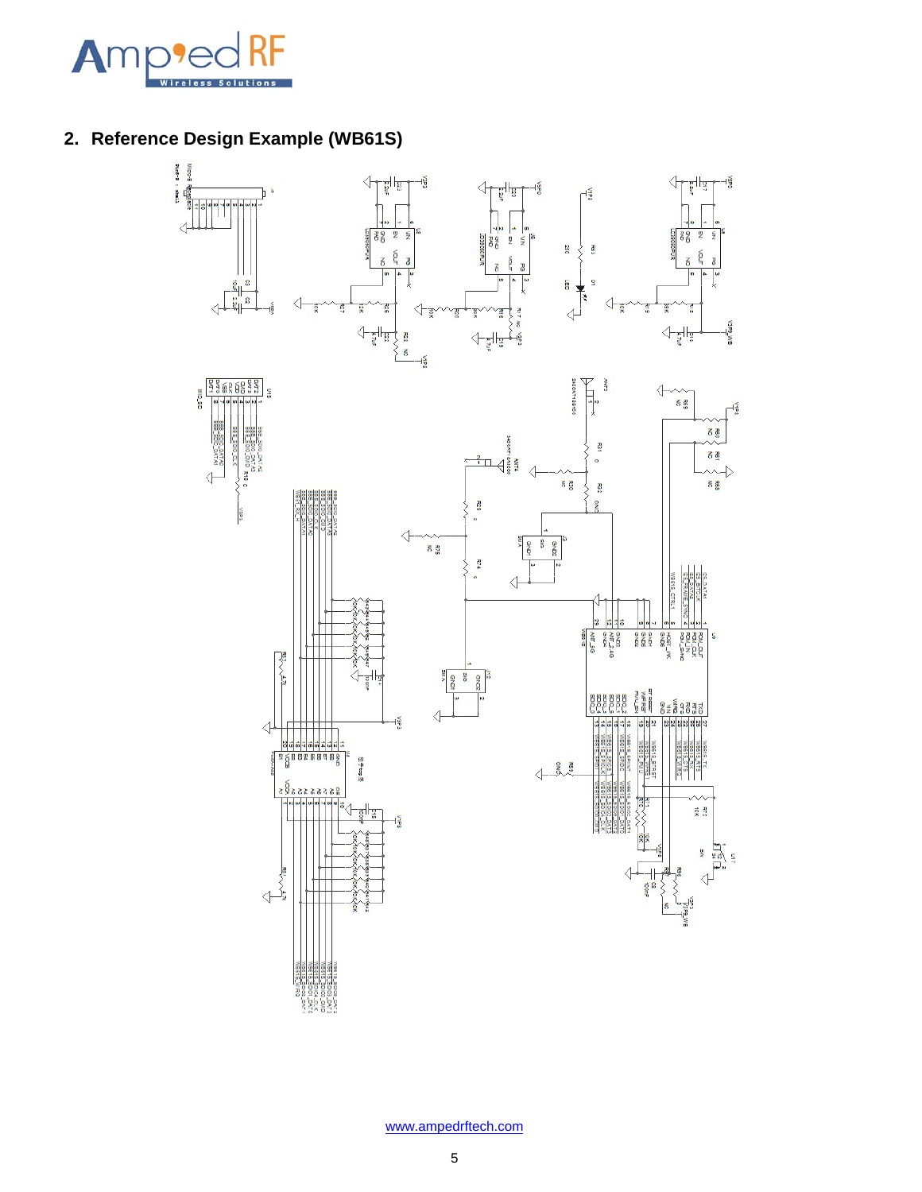## 2. Reference Design Example (WB61S)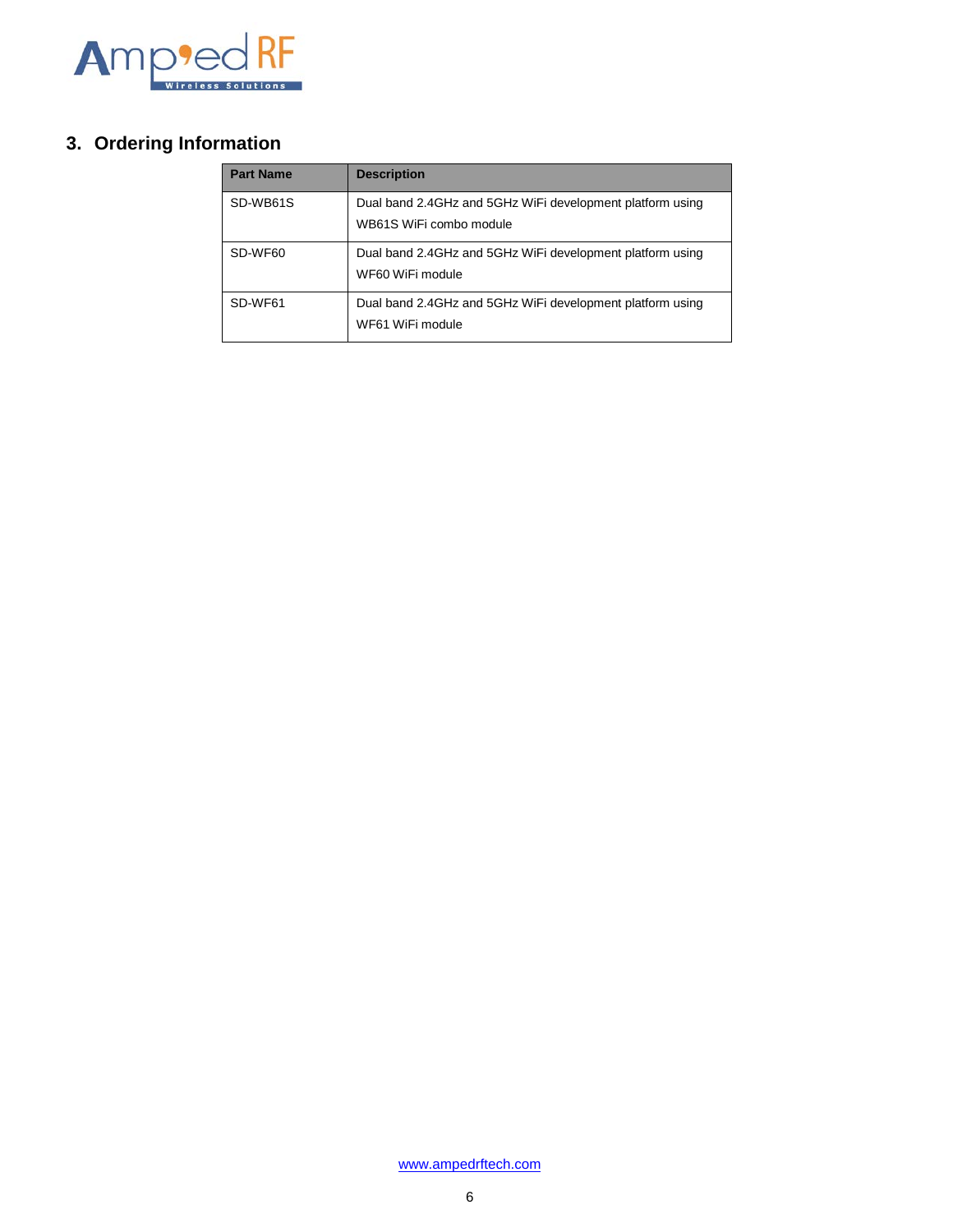## 3. Ordering Information

| Part Name | Description |
|---|---|
| SD-WB61S | Dual band 2.4GHz and 5GHz WiFi development platform using WB61S WiFi combo module |
| SD-WF60 | Dual band 2.4GHz and 5GHz WiFi development platform using WF60 WiFi module |
| SD-WF61 | Dual band 2.4GHz and 5GHz WiFi development platform using WF61 WiFi module |

www.ampedrftech.com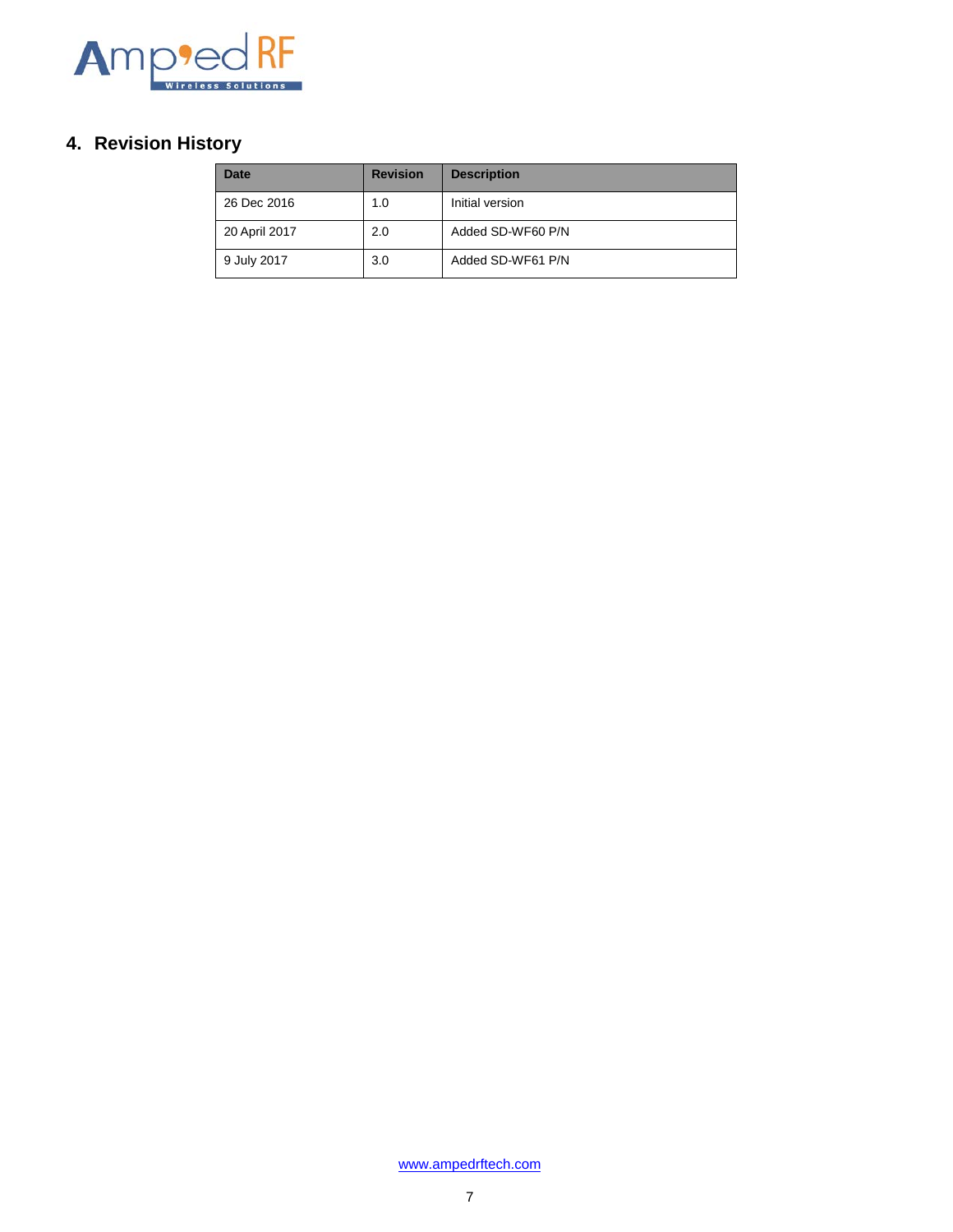## 4. Revision History

| Date | Revision | Description |
|---|---|---|
| 26 Dec 2016 | 1.0 | Initial version |
| 20 April 2017 | 2.0 | Added SD-WF60 P/N |
| 9 July 2017 | 3.0 | Added SD-WF61 P/N |

www.ampedrftech.com